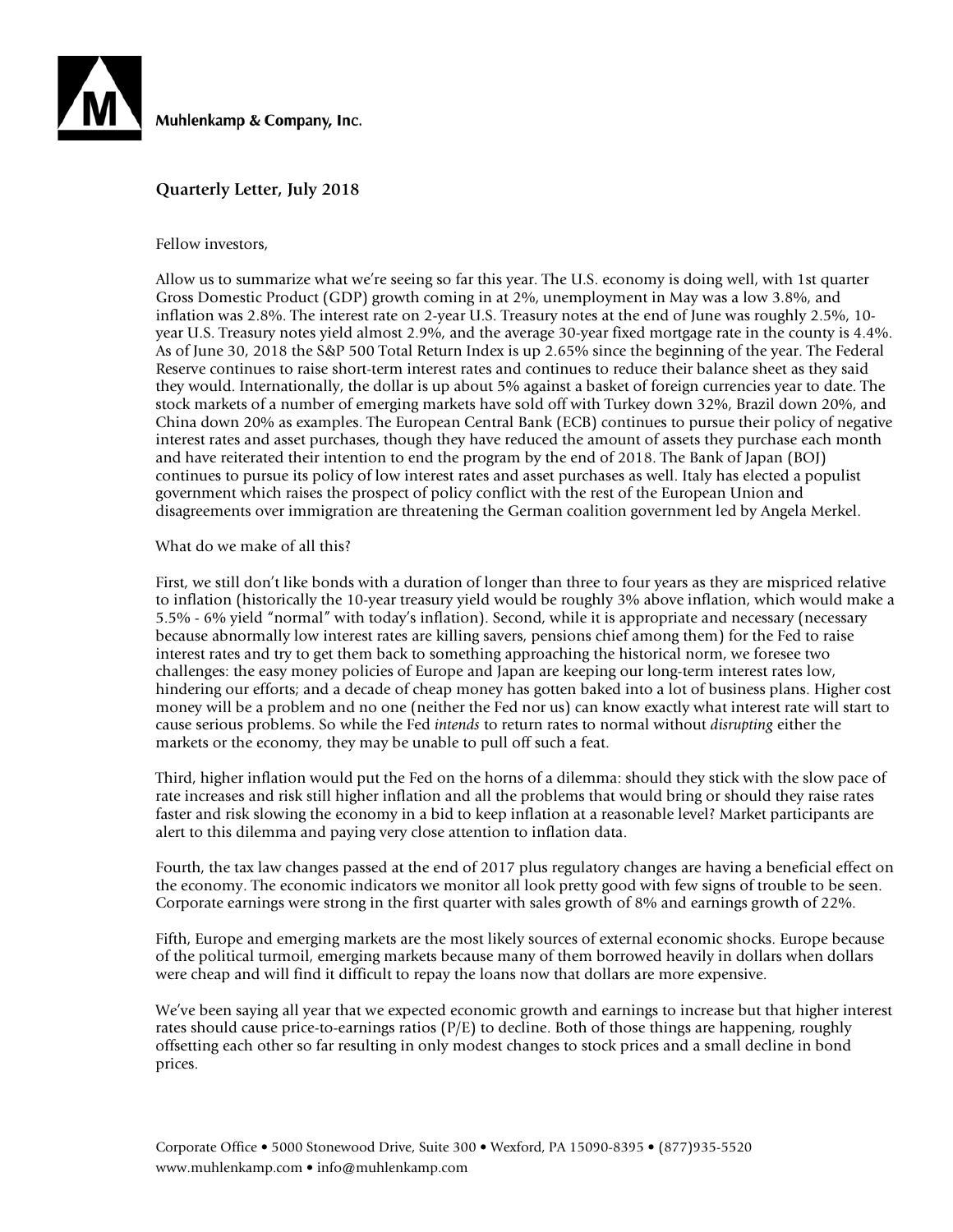Muhlenkamp & Company, Inc.

## Quarterly Letter, July 2018

Fellow investors,

Allow us to summarize what we're seeing so far this year. The U.S. economy is doing well, with 1st quarter Gross Domestic Product (GDP) growth coming in at 2%, unemployment in May was a low 3.8%, and inflation was 2.8%. The interest rate on 2-year U.S. Treasury notes at the end of June was roughly 2.5%, 10-year U.S. Treasury notes yield almost 2.9%, and the average 30-year fixed mortgage rate in the county is 4.4%. As of June 30, 2018 the S&P 500 Total Return Index is up 2.65% since the beginning of the year. The Federal Reserve continues to raise short-term interest rates and continues to reduce their balance sheet as they said they would. Internationally, the dollar is up about 5% against a basket of foreign currencies year to date. The stock markets of a number of emerging markets have sold off with Turkey down 32%, Brazil down 20%, and China down 20% as examples. The European Central Bank (ECB) continues to pursue their policy of negative interest rates and asset purchases, though they have reduced the amount of assets they purchase each month and have reiterated their intention to end the program by the end of 2018. The Bank of Japan (BOJ) continues to pursue its policy of low interest rates and asset purchases as well. Italy has elected a populist government which raises the prospect of policy conflict with the rest of the European Union and disagreements over immigration are threatening the German coalition government led by Angela Merkel.

What do we make of all this?

First, we still don't like bonds with a duration of longer than three to four years as they are mispriced relative to inflation (historically the 10-year treasury yield would be roughly 3% above inflation, which would make a 5.5% - 6% yield "normal" with today's inflation). Second, while it is appropriate and necessary (necessary because abnormally low interest rates are killing savers, pensions chief among them) for the Fed to raise interest rates and try to get them back to something approaching the historical norm, we foresee two challenges: the easy money policies of Europe and Japan are keeping our long-term interest rates low, hindering our efforts; and a decade of cheap money has gotten baked into a lot of business plans. Higher cost money will be a problem and no one (neither the Fed nor us) can know exactly what interest rate will start to cause serious problems. So while the Fed *intends* to return rates to normal without *disrupting* either the markets or the economy, they may be unable to pull off such a feat.

Third, higher inflation would put the Fed on the horns of a dilemma: should they stick with the slow pace of rate increases and risk still higher inflation and all the problems that would bring or should they raise rates faster and risk slowing the economy in a bid to keep inflation at a reasonable level? Market participants are alert to this dilemma and paying very close attention to inflation data.

Fourth, the tax law changes passed at the end of 2017 plus regulatory changes are having a beneficial effect on the economy. The economic indicators we monitor all look pretty good with few signs of trouble to be seen. Corporate earnings were strong in the first quarter with sales growth of 8% and earnings growth of 22%.

Fifth, Europe and emerging markets are the most likely sources of external economic shocks. Europe because of the political turmoil, emerging markets because many of them borrowed heavily in dollars when dollars were cheap and will find it difficult to repay the loans now that dollars are more expensive.

We've been saying all year that we expected economic growth and earnings to increase but that higher interest rates should cause price-to-earnings ratios (P/E) to decline. Both of those things are happening, roughly offsetting each other so far resulting in only modest changes to stock prices and a small decline in bond prices.

Corporate Office • 5000 Stonewood Drive, Suite 300 • Wexford, PA 15090-8395 • (877)935-5520
www.muhlenkamp.com • info@muhlenkamp.com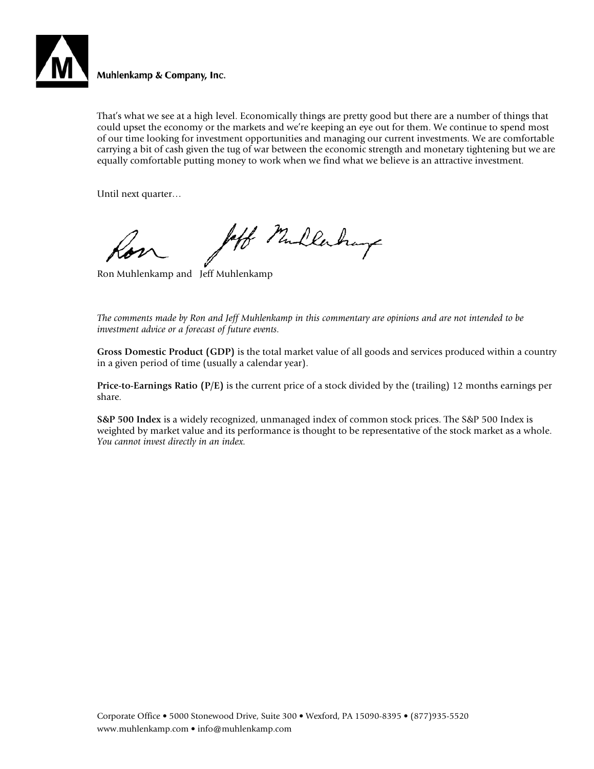That's what we see at a high level. Economically things are pretty good but there are a number of things that could upset the economy or the markets and we're keeping an eye out for them. We continue to spend most of our time looking for investment opportunities and managing our current investments. We are comfortable carrying a bit of cash given the tug of war between the economic strength and monetary tightening but we are equally comfortable putting money to work when we find what we believe is an attractive investment.

Until next quarter…

Ron Muhlenkamp and Jeff Muhlenkamp

*The comments made by Ron and Jeff Muhlenkamp in this commentary are opinions and are not intended to be investment advice or a forecast of future events.*

**Gross Domestic Product (GDP)** is the total market value of all goods and services produced within a country in a given period of time (usually a calendar year).

**Price-to-Earnings Ratio (P/E)** is the current price of a stock divided by the (trailing) 12 months earnings per share.

**S&P 500 Index** is a widely recognized, unmanaged index of common stock prices. The S&P 500 Index is weighted by market value and its performance is thought to be representative of the stock market as a whole. *You cannot invest directly in an index.*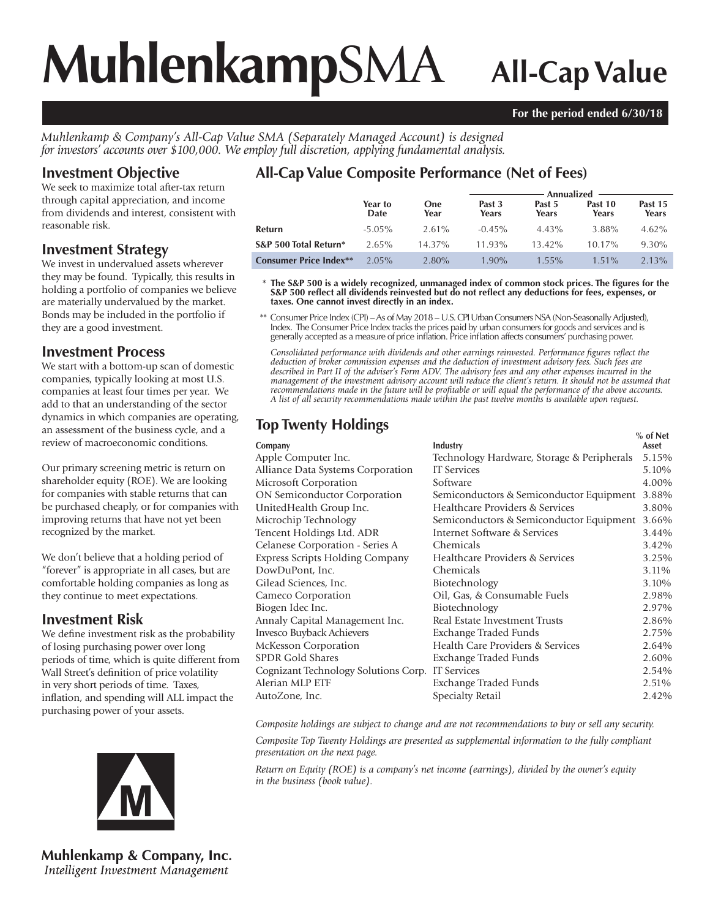# MuhlenkampSMA All-Cap Value

**For the period ended 6/30/18**

*Muhlenkamp & Company's All-Cap Value SMA (Separately Managed Account) is designed for investors' accounts over $100,000. We employ full discretion, applying fundamental analysis.*

## Investment Objective

We seek to maximize total after-tax return through capital appreciation, and income from dividends and interest, consistent with reasonable risk.

## Investment Strategy

We invest in undervalued assets wherever they may be found. Typically, this results in holding a portfolio of companies we believe are materially undervalued by the market. Bonds may be included in the portfolio if they are a good investment.

## Investment Process

We start with a bottom-up scan of domestic companies, typically looking at most U.S. companies at least four times per year. We add to that an understanding of the sector dynamics in which companies are operating, an assessment of the business cycle, and a review of macroeconomic conditions.

Our primary screening metric is return on shareholder equity (ROE). We are looking for companies with stable returns that can be purchased cheaply, or for companies with improving returns that have not yet been recognized by the market.

We don't believe that a holding period of "forever" is appropriate in all cases, but are comfortable holding companies as long as they continue to meet expectations.

## Investment Risk

We define investment risk as the probability of losing purchasing power over long periods of time, which is quite different from Wall Street's definition of price volatility in very short periods of time. Taxes, inflation, and spending will ALL impact the purchasing power of your assets.

## All-Cap Value Composite Performance (Net of Fees)

| | Year to Date | One Year | Annualized Past 3 Years | Past 5 Years | Past 10 Years | Past 15 Years |
|---|---|---|---|---|---|---|
| **Return** | -5.05% | 2.61% | -0.45% | 4.43% | 3.88% | 4.62% |
| **S&P 500 Total Return*** | 2.65% | 14.37% | 11.93% | 13.42% | 10.17% | 9.30% |
| **Consumer Price Index**** | 2.05% | 2.80% | 1.90% | 1.55% | 1.51% | 2.13% |

\* **The S&P 500 is a widely recognized, unmanaged index of common stock prices. The figures for the S&P 500 reflect all dividends reinvested but do not reflect any deductions for fees, expenses, or taxes. One cannot invest directly in an index.**

\*\* Consumer Price Index (CPI) – As of May 2018 – U.S. CPI Urban Consumers NSA (Non-Seasonally Adjusted), Index. The Consumer Price Index tracks the prices paid by urban consumers for goods and services and is generally accepted as a measure of price inflation. Price inflation affects consumers' purchasing power.

*Consolidated performance with dividends and other earnings reinvested. Performance figures reflect the deduction of broker commission expenses and the deduction of investment advisory fees. Such fees are described in Part II of the adviser's Form ADV. The advisory fees and any other expenses incurred in the management of the investment advisory account will reduce the client's return. It should not be assumed that recommendations made in the future will be profitable or will equal the performance of the above accounts. A list of all security recommendations made within the past twelve months is available upon request.*

## Top Twenty Holdings

| Company | Industry | % of Net Asset |
|---|---|---|
| Apple Computer Inc. | Technology Hardware, Storage & Peripherals | 5.15% |
| Alliance Data Systems Corporation | IT Services | 5.10% |
| Microsoft Corporation | Software | 4.00% |
| ON Semiconductor Corporation | Semiconductors & Semiconductor Equipment | 3.88% |
| UnitedHealth Group Inc. | Healthcare Providers & Services | 3.80% |
| Microchip Technology | Semiconductors & Semiconductor Equipment | 3.66% |
| Tencent Holdings Ltd. ADR | Internet Software & Services | 3.44% |
| Celanese Corporation - Series A | Chemicals | 3.42% |
| Express Scripts Holding Company | Healthcare Providers & Services | 3.25% |
| DowDuPont, Inc. | Chemicals | 3.11% |
| Gilead Sciences, Inc. | Biotechnology | 3.10% |
| Cameco Corporation | Oil, Gas, & Consumable Fuels | 2.98% |
| Biogen Idec Inc. | Biotechnology | 2.97% |
| Annaly Capital Management Inc. | Real Estate Investment Trusts | 2.86% |
| Invesco Buyback Achievers | Exchange Traded Funds | 2.75% |
| McKesson Corporation | Health Care Providers & Services | 2.64% |
| SPDR Gold Shares | Exchange Traded Funds | 2.60% |
| Cognizant Technology Solutions Corp. | IT Services | 2.54% |
| Alerian MLP ETF | Exchange Traded Funds | 2.51% |
| AutoZone, Inc. | Specialty Retail | 2.42% |

*Composite holdings are subject to change and are not recommendations to buy or sell any security.*

*Composite Top Twenty Holdings are presented as supplemental information to the fully compliant presentation on the next page.*

*Return on Equity (ROE) is a company's net income (earnings), divided by the owner's equity in the business (book value).*

**Muhlenkamp & Company, Inc.**
*Intelligent Investment Management*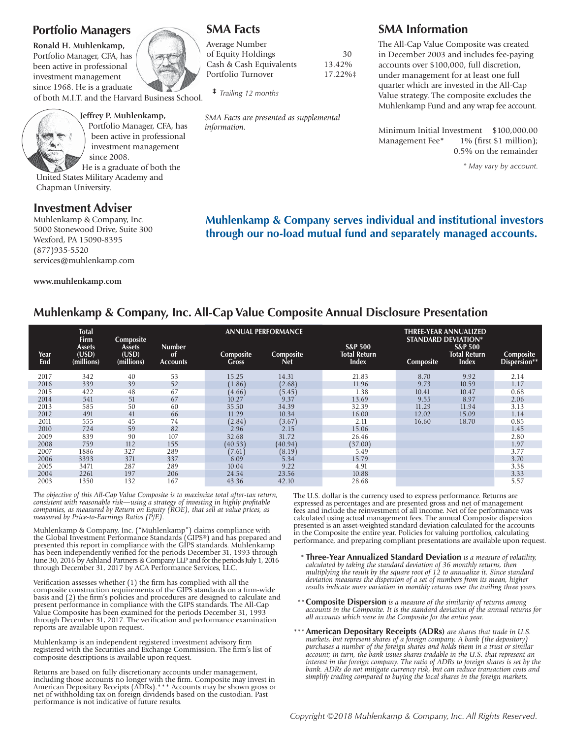## Portfolio Managers

**Ronald H. Muhlenkamp,** Portfolio Manager, CFA, has been active in professional investment management since 1968. He is a graduate of both M.I.T. and the Harvard Business School.

**Jeffrey P. Muhlenkamp,** Portfolio Manager, CFA, has been active in professional investment management since 2008. He is a graduate of both the United States Military Academy and Chapman University.

## Investment Adviser

Muhlenkamp & Company, Inc.
5000 Stonewood Drive, Suite 300
Wexford, PA 15090-8395
(877)935-5520
services@muhlenkamp.com

**www.muhlenkamp.com**

## SMA Facts

| | |
|---|---|
| Average Number of Equity Holdings | 30 |
| Cash & Cash Equivalents | 13.42% |
| Portfolio Turnover | 17.22%‡ |

‡ *Trailing 12 months*

*SMA Facts are presented as supplemental information.*

## SMA Information

The All-Cap Value Composite was created in December 2003 and includes fee-paying accounts over $100,000, full discretion, under management for at least one full quarter which are invested in the All-Cap Value strategy. The composite excludes the Muhlenkamp Fund and any wrap fee account.

| | |
|---|---|
| Minimum Initial Investment | $100,000.00 |
| Management Fee* | 1% (first $1 million); 0.5% on the remainder |

*\* May vary by account.*

**Muhlenkamp & Company serves individual and institutional investors through our no-load mutual fund and separately managed accounts.**

## Muhlenkamp & Company, Inc. All-Cap Value Composite Annual Disclosure Presentation

| | | | | ANNUAL PERFORMANCE | | | THREE-YEAR ANNUALIZED STANDARD DEVIATION* | | |
|---|---|---|---|---|---|---|---|---|---|
| Year End | Total Firm Assets (USD) (millions) | Composite Assets (USD) (millions) | Number of Accounts | Composite Gross | Composite Net | S&P 500 Total Return Index | Composite | S&P 500 Total Return Index | Composite Dispersion** |
| 2017 | 342 | 40 | 53 | 15.25 | 14.31 | 21.83 | 8.70 | 9.92 | 2.14 |
| 2016 | 339 | 39 | 52 | (1.86) | (2.68) | 11.96 | 9.73 | 10.59 | 1.17 |
| 2015 | 422 | 48 | 67 | (4.66) | (5.45) | 1.38 | 10.41 | 10.47 | 0.68 |
| 2014 | 541 | 51 | 67 | 10.27 | 9.37 | 13.69 | 9.55 | 8.97 | 2.06 |
| 2013 | 585 | 50 | 60 | 35.50 | 34.39 | 32.39 | 11.29 | 11.94 | 3.13 |
| 2012 | 491 | 41 | 66 | 11.29 | 10.34 | 16.00 | 12.02 | 15.09 | 1.14 |
| 2011 | 555 | 45 | 74 | (2.84) | (3.67) | 2.11 | 16.60 | 18.70 | 0.85 |
| 2010 | 724 | 59 | 82 | 2.96 | 2.15 | 15.06 | | | 1.45 |
| 2009 | 839 | 90 | 107 | 32.68 | 31.72 | 26.46 | | | 2.80 |
| 2008 | 759 | 112 | 155 | (40.53) | (40.94) | (37.00) | | | 1.97 |
| 2007 | 1886 | 327 | 289 | (7.61) | (8.19) | 5.49 | | | 3.77 |
| 2006 | 3393 | 371 | 337 | 6.09 | 5.34 | 15.79 | | | 3.70 |
| 2005 | 3471 | 287 | 289 | 10.04 | 9.22 | 4.91 | | | 3.38 |
| 2004 | 2261 | 197 | 206 | 24.54 | 23.56 | 10.88 | | | 3.33 |
| 2003 | 1350 | 132 | 167 | 43.36 | 42.10 | 28.68 | | | 5.57 |

*The objective of this All-Cap Value Composite is to maximize total after-tax return, consistent with reasonable risk—using a strategy of investing in highly profitable companies, as measured by Return on Equity (ROE), that sell at value prices, as measured by Price-to-Earnings Ratios (P/E).*

Muhlenkamp & Company, Inc. ("Muhlenkamp") claims compliance with the Global Investment Performance Standards (GIPS®) and has prepared and presented this report in compliance with the GIPS standards. Muhlenkamp has been independently verified for the periods December 31, 1993 through June 30, 2016 by Ashland Partners & Company LLP and for the periods July 1, 2016 through December 31, 2017 by ACA Performance Services, LLC.

Verification assesses whether (1) the firm has complied with all the composite construction requirements of the GIPS standards on a firm-wide basis and (2) the firm's policies and procedures are designed to calculate and present performance in compliance with the GIPS standards. The All-Cap Value Composite has been examined for the periods December 31, 1993 through December 31, 2017. The verification and performance examination reports are available upon request.

Muhlenkamp is an independent registered investment advisory firm registered with the Securities and Exchange Commission. The firm's list of composite descriptions is available upon request.

Returns are based on fully discretionary accounts under management, including those accounts no longer with the firm. Composite may invest in American Depositary Receipts (ADRs).*** Accounts may be shown gross or net of withholding tax on foreign dividends based on the custodian. Past performance is not indicative of future results.

The U.S. dollar is the currency used to express performance. Returns are expressed as percentages and are presented gross and net of management fees and include the reinvestment of all income. Net of fee performance was calculated using actual management fees. The annual Composite dispersion presented is an asset-weighted standard deviation calculated for the accounts in the Composite the entire year. Policies for valuing portfolios, calculating performance, and preparing compliant presentations are available upon request.

\* **Three-Year Annualized Standard Deviation** *is a measure of volatility, calculated by taking the standard deviation of 36 monthly returns, then multiplying the result by the square root of 12 to annualize it. Since standard deviation measures the dispersion of a set of numbers from its mean, higher results indicate more variation in monthly returns over the trailing three years.*

\*\* **Composite Dispersion** *is a measure of the similarity of returns among accounts in the Composite. It is the standard deviation of the annual returns for all accounts which were in the Composite for the entire year.*

\*\*\* **American Depositary Receipts (ADRs)** *are shares that trade in U.S. markets, but represent shares of a foreign company. A bank (the depository) purchases a number of the foreign shares and holds them in a trust or similar account; in turn, the bank issues shares tradable in the U.S. that represent an interest in the foreign company. The ratio of ADRs to foreign shares is set by the bank. ADRs do not mitigate currency risk, but can reduce transaction costs and simplify trading compared to buying the local shares in the foreign markets.*

*Copyright ©2018 Muhlenkamp & Company, Inc. All Rights Reserved.*